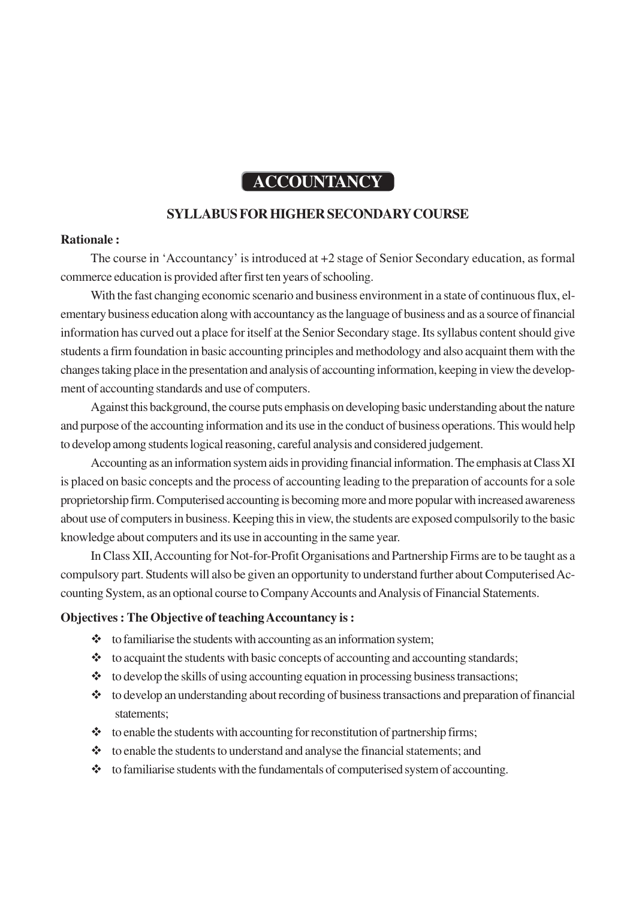# ACCOUNTANCY

## SYLLABUS FOR HIGHER SECONDARY COURSE

**Rationale :**

The course in 'Accountancy' is introduced at +2 stage of Senior Secondary education, as formal commerce education is provided after first ten years of schooling.

With the fast changing economic scenario and business environment in a state of continuous flux, elementary business education along with accountancy as the language of business and as a source of financial information has curved out a place for itself at the Senior Secondary stage. Its syllabus content should give students a firm foundation in basic accounting principles and methodology and also acquaint them with the changes taking place in the presentation and analysis of accounting information, keeping in view the development of accounting standards and use of computers.

Against this background, the course puts emphasis on developing basic understanding about the nature and purpose of the accounting information and its use in the conduct of business operations. This would help to develop among students logical reasoning, careful analysis and considered judgement.

Accounting as an information system aids in providing financial information. The emphasis at Class XI is placed on basic concepts and the process of accounting leading to the preparation of accounts for a sole proprietorship firm. Computerised accounting is becoming more and more popular with increased awareness about use of computers in business. Keeping this in view, the students are exposed compulsorily to the basic knowledge about computers and its use in accounting in the same year.

In Class XII, Accounting for Not-for-Profit Organisations and Partnership Firms are to be taught as a compulsory part. Students will also be given an opportunity to understand further about Computerised Accounting System, as an optional course to Company Accounts and Analysis of Financial Statements.

**Objectives : The Objective of teaching Accountancy is :**

- to familiarise the students with accounting as an information system;
- to acquaint the students with basic concepts of accounting and accounting standards;
- to develop the skills of using accounting equation in processing business transactions;
- to develop an understanding about recording of business transactions and preparation of financial statements;
- to enable the students with accounting for reconstitution of partnership firms;
- to enable the students to understand and analyse the financial statements; and
- to familiarise students with the fundamentals of computerised system of accounting.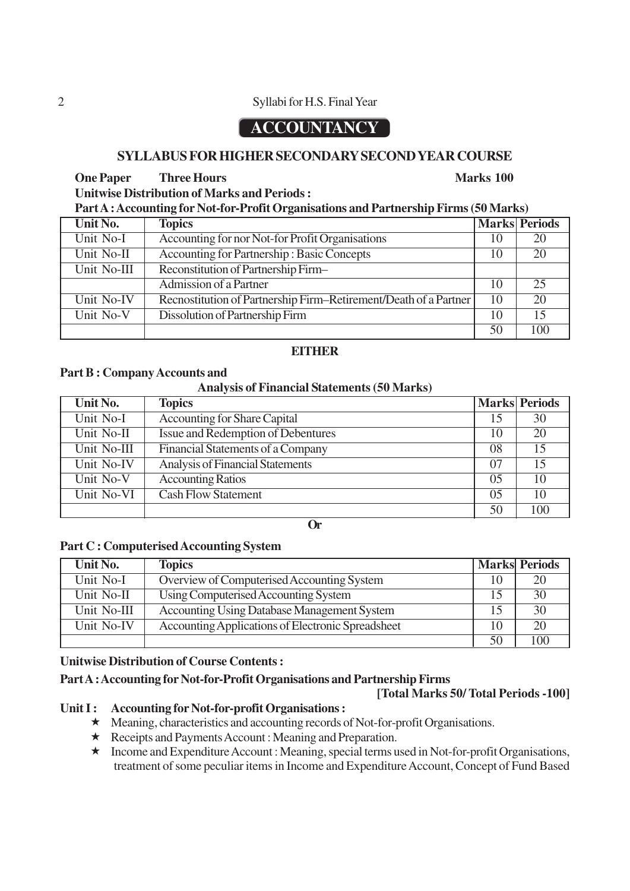# ACCOUNTANCY

## SYLLABUS FOR HIGHER SECONDARY SECOND YEAR COURSE

**One Paper** **Three Hours** **Marks 100**

**Unitwise Distribution of Marks and Periods :**

**Part A : Accounting for Not-for-Profit Organisations and Partnership Firms (50 Marks)**

| Unit No. | Topics | Marks | Periods |
|---|---|---|---|
| Unit No-I | Accounting for nor Not-for Profit Organisations | 10 | 20 |
| Unit No-II | Accounting for Partnership : Basic Concepts | 10 | 20 |
| Unit No-III | Reconstitution of Partnership Firm– | | |
| | Admission of a Partner | 10 | 25 |
| Unit No-IV | Recnostitution of Partnership Firm–Retirement/Death of a Partner | 10 | 20 |
| Unit No-V | Dissolution of Partnership Firm | 10 | 15 |
| | | 50 | 100 |

**EITHER**

**Part B : Company Accounts and Analysis of Financial Statements (50 Marks)**

| Unit No. | Topics | Marks | Periods |
|---|---|---|---|
| Unit No-I | Accounting for Share Capital | 15 | 30 |
| Unit No-II | Issue and Redemption of Debentures | 10 | 20 |
| Unit No-III | Financial Statements of a Company | 08 | 15 |
| Unit No-IV | Analysis of Financial Statements | 07 | 15 |
| Unit No-V | Accounting Ratios | 05 | 10 |
| Unit No-VI | Cash Flow Statement | 05 | 10 |
| | | 50 | 100 |

**Or**

**Part C : Computerised Accounting System**

| Unit No. | Topics | Marks | Periods |
|---|---|---|---|
| Unit No-I | Overview of Computerised Accounting System | 10 | 20 |
| Unit No-II | Using Computerised Accounting System | 15 | 30 |
| Unit No-III | Accounting Using Database Management System | 15 | 30 |
| Unit No-IV | Accounting Applications of Electronic Spreadsheet | 10 | 20 |
| | | 50 | 100 |

**Unitwise Distribution of Course Contents :**

**Part A : Accounting for Not-for-Profit Organisations and Partnership Firms**

**[Total Marks 50/ Total Periods -100]**

**Unit I : Accounting for Not-for-profit Organisations :**

- ★ Meaning, characteristics and accounting records of Not-for-profit Organisations.
- ★ Receipts and Payments Account : Meaning and Preparation.
- ★ Income and Expenditure Account : Meaning, special terms used in Not-for-profit Organisations, treatment of some peculiar items in Income and Expenditure Account, Concept of Fund Based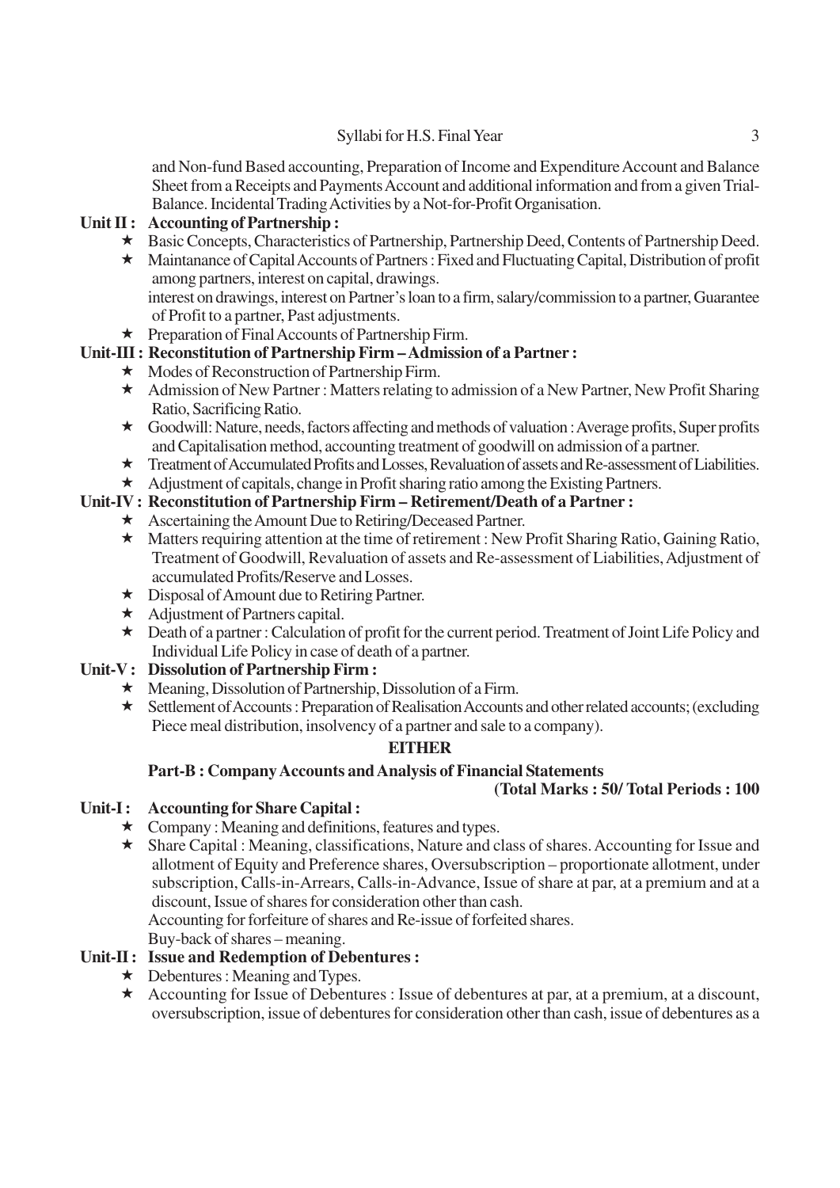and Non-fund Based accounting, Preparation of Income and Expenditure Account and Balance Sheet from a Receipts and Payments Account and additional information and from a given Trial-Balance. Incidental Trading Activities by a Not-for-Profit Organisation.

**Unit II : Accounting of Partnership :**

- ★ Basic Concepts, Characteristics of Partnership, Partnership Deed, Contents of Partnership Deed.
- ★ Maintanance of Capital Accounts of Partners : Fixed and Fluctuating Capital, Distribution of profit among partners, interest on capital, drawings.
  interest on drawings, interest on Partner's loan to a firm, salary/commission to a partner, Guarantee of Profit to a partner, Past adjustments.
- ★ Preparation of Final Accounts of Partnership Firm.

**Unit-III : Reconstitution of Partnership Firm – Admission of a Partner :**

- ★ Modes of Reconstruction of Partnership Firm.
- ★ Admission of New Partner : Matters relating to admission of a New Partner, New Profit Sharing Ratio, Sacrificing Ratio.
- ★ Goodwill: Nature, needs, factors affecting and methods of valuation : Average profits, Super profits and Capitalisation method, accounting treatment of goodwill on admission of a partner.
- ★ Treatment of Accumulated Profits and Losses, Revaluation of assets and Re-assessment of Liabilities.
- ★ Adjustment of capitals, change in Profit sharing ratio among the Existing Partners.

**Unit-IV : Reconstitution of Partnership Firm – Retirement/Death of a Partner :**

- ★ Ascertaining the Amount Due to Retiring/Deceased Partner.
- ★ Matters requiring attention at the time of retirement : New Profit Sharing Ratio, Gaining Ratio, Treatment of Goodwill, Revaluation of assets and Re-assessment of Liabilities, Adjustment of accumulated Profits/Reserve and Losses.
- ★ Disposal of Amount due to Retiring Partner.
- ★ Adjustment of Partners capital.
- ★ Death of a partner : Calculation of profit for the current period. Treatment of Joint Life Policy and Individual Life Policy in case of death of a partner.

**Unit-V : Dissolution of Partnership Firm :**

- ★ Meaning, Dissolution of Partnership, Dissolution of a Firm.
- ★ Settlement of Accounts : Preparation of Realisation Accounts and other related accounts; (excluding Piece meal distribution, insolvency of a partner and sale to a company).

**EITHER**

**Part-B : Company Accounts and Analysis of Financial Statements**

**(Total Marks : 50/ Total Periods : 100**

**Unit-I : Accounting for Share Capital :**

- ★ Company : Meaning and definitions, features and types.
- ★ Share Capital : Meaning, classifications, Nature and class of shares. Accounting for Issue and allotment of Equity and Preference shares, Oversubscription – proportionate allotment, under subscription, Calls-in-Arrears, Calls-in-Advance, Issue of share at par, at a premium and at a discount, Issue of shares for consideration other than cash.
  Accounting for forfeiture of shares and Re-issue of forfeited shares.
  Buy-back of shares – meaning.

**Unit-II : Issue and Redemption of Debentures :**

- ★ Debentures : Meaning and Types.
- ★ Accounting for Issue of Debentures : Issue of debentures at par, at a premium, at a discount, oversubscription, issue of debentures for consideration other than cash, issue of debentures as a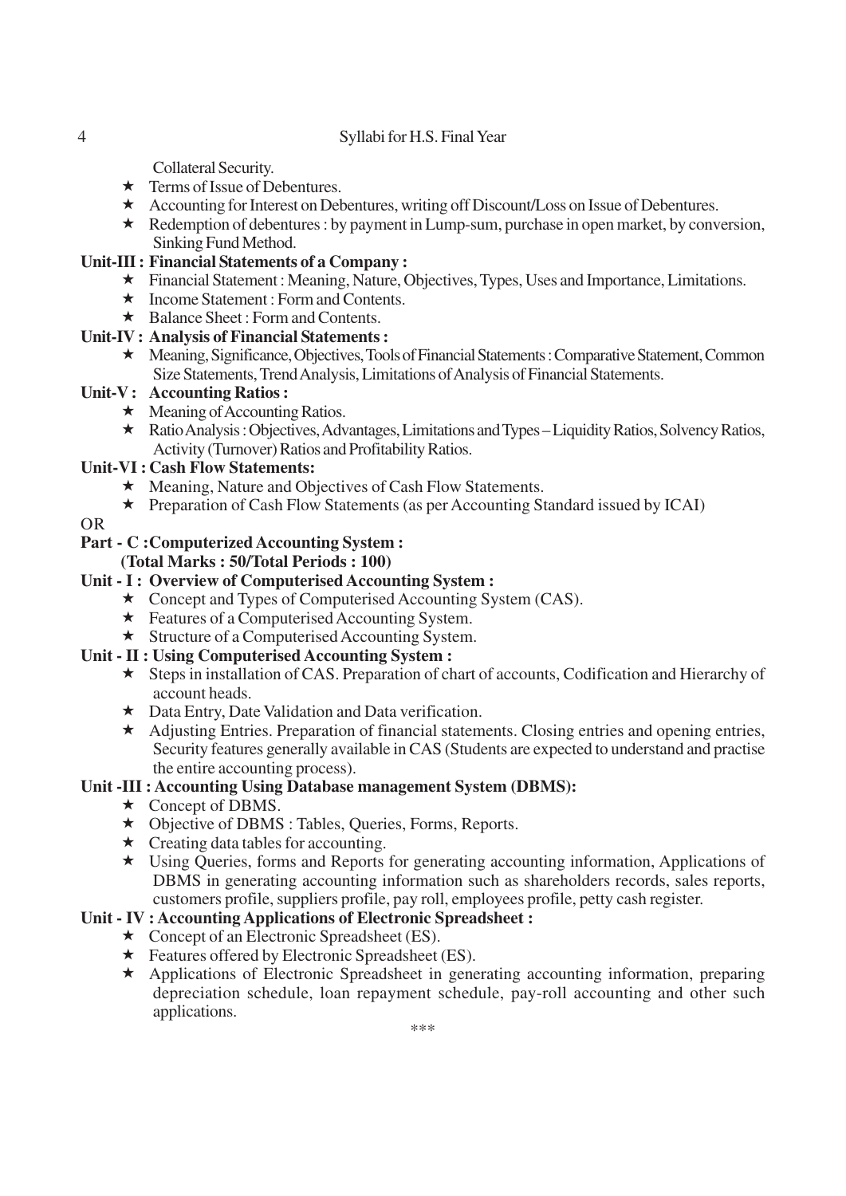Collateral Security.

- Terms of Issue of Debentures.
- Accounting for Interest on Debentures, writing off Discount/Loss on Issue of Debentures.
- Redemption of debentures : by payment in Lump-sum, purchase in open market, by conversion, Sinking Fund Method.

**Unit-III : Financial Statements of a Company :**

- Financial Statement : Meaning, Nature, Objectives, Types, Uses and Importance, Limitations.
- Income Statement : Form and Contents.
- Balance Sheet : Form and Contents.

**Unit-IV : Analysis of Financial Statements :**

- Meaning, Significance, Objectives, Tools of Financial Statements : Comparative Statement, Common Size Statements, Trend Analysis, Limitations of Analysis of Financial Statements.

**Unit-V : Accounting Ratios :**

- Meaning of Accounting Ratios.
- Ratio Analysis : Objectives, Advantages, Limitations and Types – Liquidity Ratios, Solvency Ratios, Activity (Turnover) Ratios and Profitability Ratios.

**Unit-VI : Cash Flow Statements:**

- Meaning, Nature and Objectives of Cash Flow Statements.
- Preparation of Cash Flow Statements (as per Accounting Standard issued by ICAI)

OR

**Part - C :Computerized Accounting System :**

**(Total Marks : 50/Total Periods : 100)**

**Unit - I : Overview of Computerised Accounting System :**

- Concept and Types of Computerised Accounting System (CAS).
- Features of a Computerised Accounting System.
- Structure of a Computerised Accounting System.

**Unit - II : Using Computerised Accounting System :**

- Steps in installation of CAS. Preparation of chart of accounts, Codification and Hierarchy of account heads.
- Data Entry, Date Validation and Data verification.
- Adjusting Entries. Preparation of financial statements. Closing entries and opening entries, Security features generally available in CAS (Students are expected to understand and practise the entire accounting process).

**Unit -III : Accounting Using Database management System (DBMS):**

- Concept of DBMS.
- Objective of DBMS : Tables, Queries, Forms, Reports.
- Creating data tables for accounting.
- Using Queries, forms and Reports for generating accounting information, Applications of DBMS in generating accounting information such as shareholders records, sales reports, customers profile, suppliers profile, pay roll, employees profile, petty cash register.

**Unit - IV : Accounting Applications of Electronic Spreadsheet :**

- Concept of an Electronic Spreadsheet (ES).
- Features offered by Electronic Spreadsheet (ES).
- Applications of Electronic Spreadsheet in generating accounting information, preparing depreciation schedule, loan repayment schedule, pay-roll accounting and other such applications.

\*\*\*